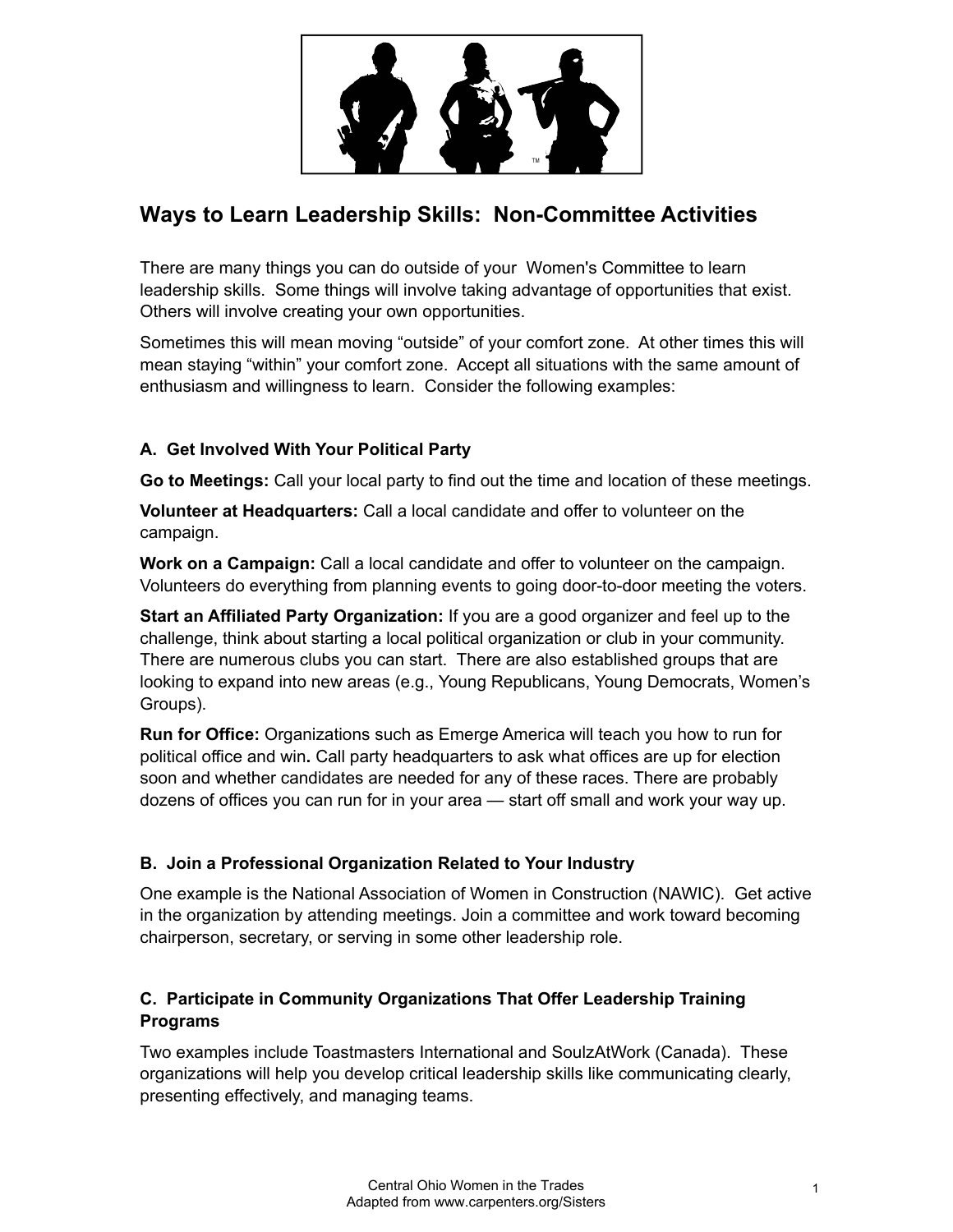# Ways to Learn Leadership Skills: Non-Committee Activities

There are many things you can do outside of your Women's Committee to learn leadership skills. Some things will involve taking advantage of opportunities that exist. Others will involve creating your own opportunities.

Sometimes this will mean moving "outside" of your comfort zone. At other times this will mean staying "within" your comfort zone. Accept all situations with the same amount of enthusiasm and willingness to learn. Consider the following examples:

### A. Get Involved With Your Political Party

**Go to Meetings:** Call your local party to find out the time and location of these meetings.

**Volunteer at Headquarters:** Call a local candidate and offer to volunteer on the campaign.

**Work on a Campaign:** Call a local candidate and offer to volunteer on the campaign. Volunteers do everything from planning events to going door-to-door meeting the voters.

**Start an Affiliated Party Organization:** If you are a good organizer and feel up to the challenge, think about starting a local political organization or club in your community. There are numerous clubs you can start. There are also established groups that are looking to expand into new areas (e.g., Young Republicans, Young Democrats, Women's Groups).

**Run for Office:** Organizations such as Emerge America will teach you how to run for political office and win**.** Call party headquarters to ask what offices are up for election soon and whether candidates are needed for any of these races. There are probably dozens of offices you can run for in your area — start off small and work your way up.

### B. Join a Professional Organization Related to Your Industry

One example is the National Association of Women in Construction (NAWIC). Get active in the organization by attending meetings. Join a committee and work toward becoming chairperson, secretary, or serving in some other leadership role.

### C. Participate in Community Organizations That Offer Leadership Training Programs

Two examples include Toastmasters International and SoulzAtWork (Canada). These organizations will help you develop critical leadership skills like communicating clearly, presenting effectively, and managing teams.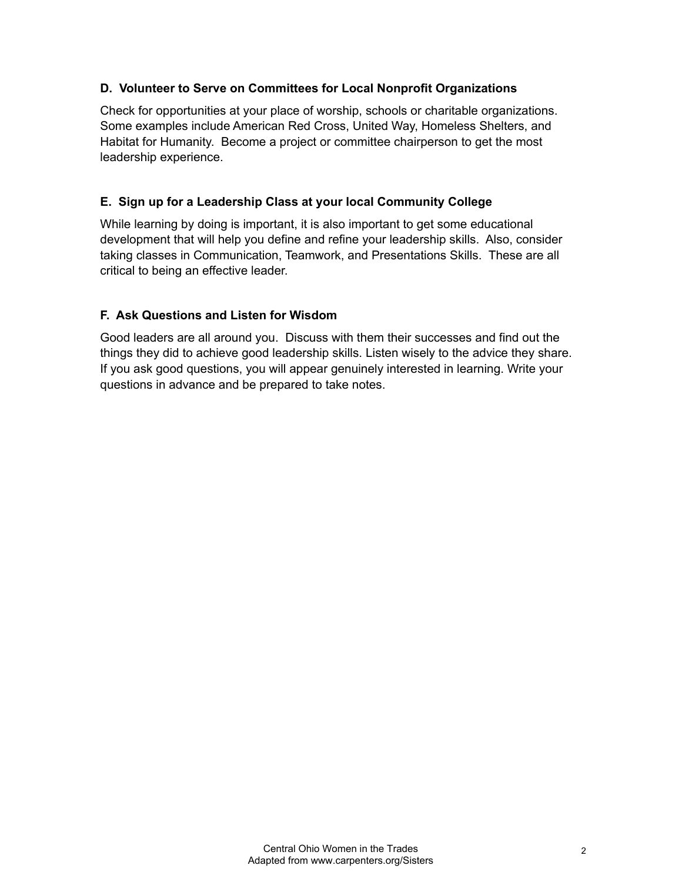### D. Volunteer to Serve on Committees for Local Nonprofit Organizations

Check for opportunities at your place of worship, schools or charitable organizations. Some examples include American Red Cross, United Way, Homeless Shelters, and Habitat for Humanity. Become a project or committee chairperson to get the most leadership experience.

### E. Sign up for a Leadership Class at your local Community College

While learning by doing is important, it is also important to get some educational development that will help you define and refine your leadership skills. Also, consider taking classes in Communication, Teamwork, and Presentations Skills. These are all critical to being an effective leader.

### F. Ask Questions and Listen for Wisdom

Good leaders are all around you. Discuss with them their successes and find out the things they did to achieve good leadership skills. Listen wisely to the advice they share. If you ask good questions, you will appear genuinely interested in learning. Write your questions in advance and be prepared to take notes.